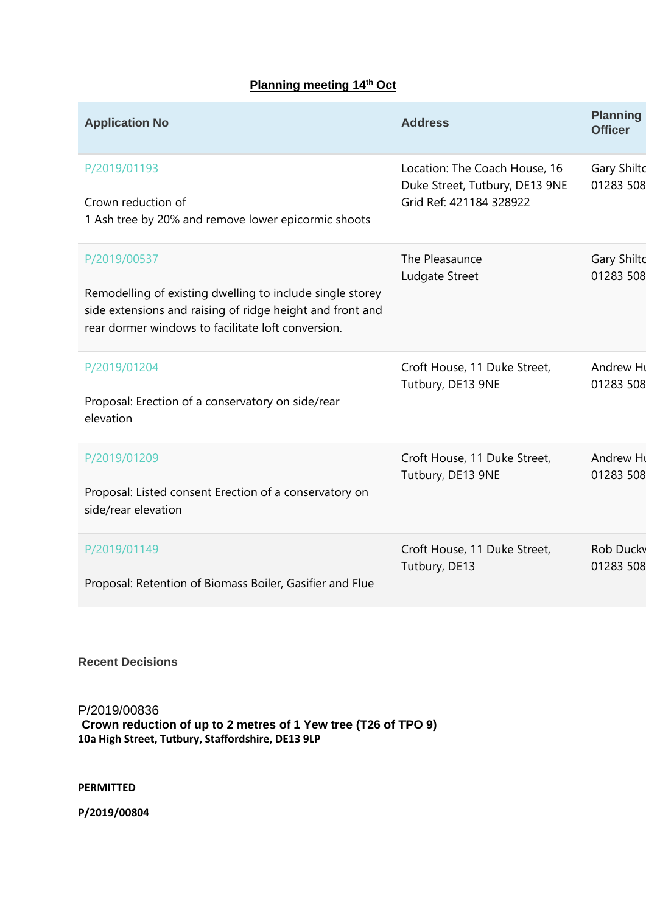**Planning meeting 14th Oct**

| Application No | Address | Planning Officer |
|---|---|---|
| P/2019/01193<br><br>Crown reduction of<br>1 Ash tree by 20% and remove lower epicormic shoots | Location: The Coach House, 16 Duke Street, Tutbury, DE13 9NE Grid Ref: 421184 328922 | Gary Shilto<br>01283 508 |
| P/2019/00537<br><br>Remodelling of existing dwelling to include single storey side extensions and raising of ridge height and front and rear dormer windows to facilitate loft conversion. | The Pleasaunce<br>Ludgate Street | Gary Shilto<br>01283 508 |
| P/2019/01204<br><br>Proposal: Erection of a conservatory on side/rear elevation | Croft House, 11 Duke Street, Tutbury, DE13 9NE | Andrew Hu<br>01283 508 |
| P/2019/01209<br><br>Proposal: Listed consent Erection of a conservatory on side/rear elevation | Croft House, 11 Duke Street, Tutbury, DE13 9NE | Andrew Hu<br>01283 508 |
| P/2019/01149<br><br>Proposal: Retention of Biomass Boiler, Gasifier and Flue | Croft House, 11 Duke Street, Tutbury, DE13 | Rob Duckw<br>01283 508 |

**Recent Decisions**

P/2019/00836

**Crown reduction of up to 2 metres of 1 Yew tree (T26 of TPO 9)**

**10a High Street, Tutbury, Staffordshire, DE13 9LP**

**PERMITTED**

**P/2019/00804**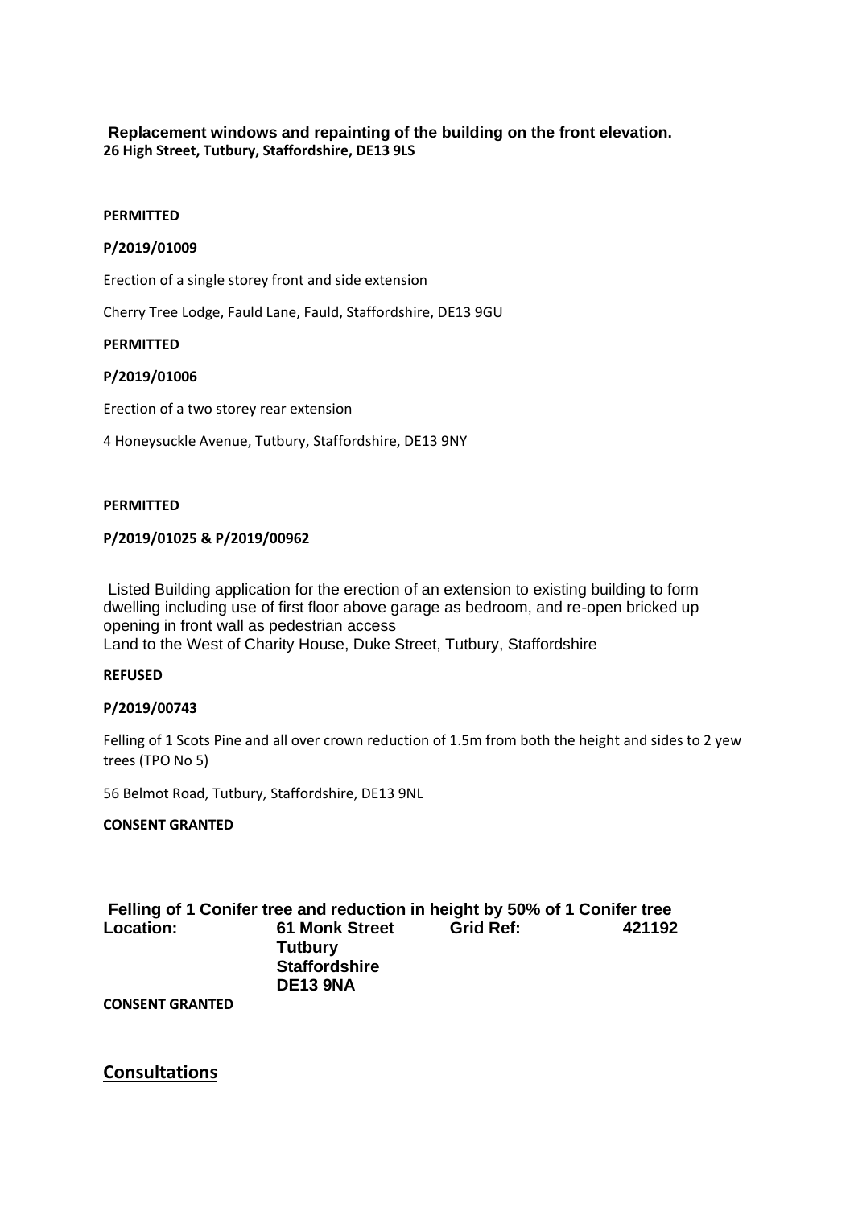**Replacement windows and repainting of the building on the front elevation.**
**26 High Street, Tutbury, Staffordshire, DE13 9LS**

**PERMITTED**

**P/2019/01009**

Erection of a single storey front and side extension

Cherry Tree Lodge, Fauld Lane, Fauld, Staffordshire, DE13 9GU

**PERMITTED**

**P/2019/01006**

Erection of a two storey rear extension

4 Honeysuckle Avenue, Tutbury, Staffordshire, DE13 9NY

**PERMITTED**

**P/2019/01025 & P/2019/00962**

Listed Building application for the erection of an extension to existing building to form dwelling including use of first floor above garage as bedroom, and re-open bricked up opening in front wall as pedestrian access
Land to the West of Charity House, Duke Street, Tutbury, Staffordshire

**REFUSED**

**P/2019/00743**

Felling of 1 Scots Pine and all over crown reduction of 1.5m from both the height and sides to 2 yew trees (TPO No 5)

56 Belmot Road, Tutbury, Staffordshire, DE13 9NL

**CONSENT GRANTED**

**Felling of 1 Conifer tree and reduction in height by 50% of 1 Conifer tree**

| **Location:** | **61 Monk Street** <br> **Tutbury** <br> **Staffordshire** <br> **DE13 9NA** | **Grid Ref:** | **421192** |
|---|---|---|---|

**CONSENT GRANTED**

## Consultations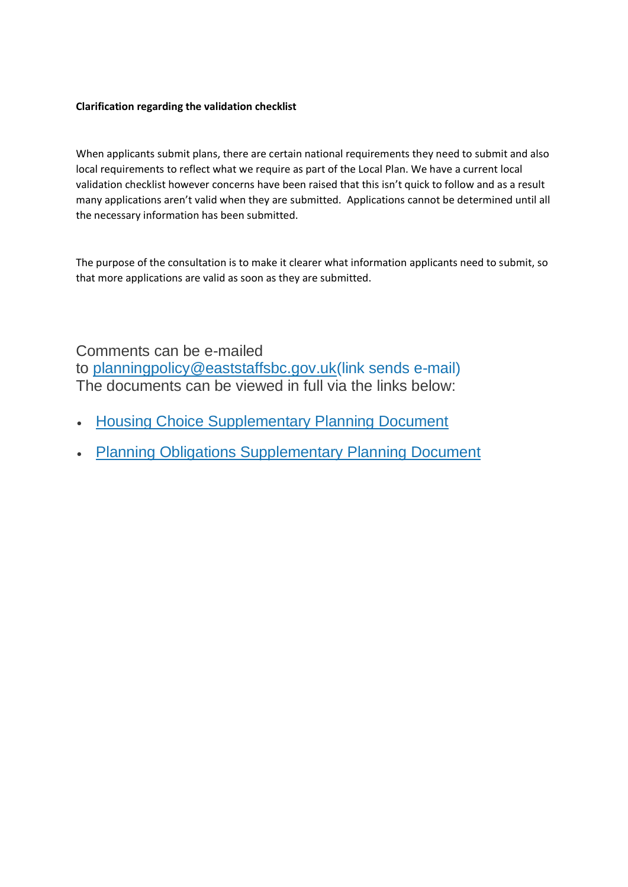**Clarification regarding the validation checklist**

When applicants submit plans, there are certain national requirements they need to submit and also local requirements to reflect what we require as part of the Local Plan. We have a current local validation checklist however concerns have been raised that this isn't quick to follow and as a result many applications aren't valid when they are submitted. Applications cannot be determined until all the necessary information has been submitted.

The purpose of the consultation is to make it clearer what information applicants need to submit, so that more applications are valid as soon as they are submitted.

Comments can be e-mailed to planningpolicy@eaststaffsbc.gov.uk(link sends e-mail)
The documents can be viewed in full via the links below:

- Housing Choice Supplementary Planning Document
- Planning Obligations Supplementary Planning Document